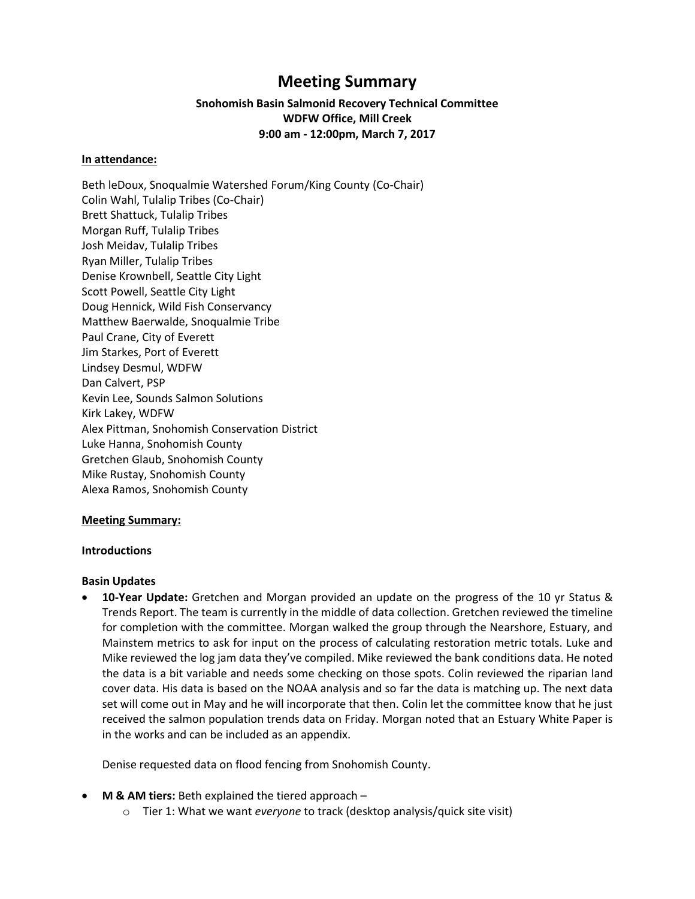# Meeting Summary

**Snohomish Basin Salmonid Recovery Technical Committee**
**WDFW Office, Mill Creek**
**9:00 am - 12:00pm, March 7, 2017**

**In attendance:**

Beth leDoux, Snoqualmie Watershed Forum/King County (Co-Chair)
Colin Wahl, Tulalip Tribes (Co-Chair)
Brett Shattuck, Tulalip Tribes
Morgan Ruff, Tulalip Tribes
Josh Meidav, Tulalip Tribes
Ryan Miller, Tulalip Tribes
Denise Krownbell, Seattle City Light
Scott Powell, Seattle City Light
Doug Hennick, Wild Fish Conservancy
Matthew Baerwalde, Snoqualmie Tribe
Paul Crane, City of Everett
Jim Starkes, Port of Everett
Lindsey Desmul, WDFW
Dan Calvert, PSP
Kevin Lee, Sounds Salmon Solutions
Kirk Lakey, WDFW
Alex Pittman, Snohomish Conservation District
Luke Hanna, Snohomish County
Gretchen Glaub, Snohomish County
Mike Rustay, Snohomish County
Alexa Ramos, Snohomish County

**Meeting Summary:**

**Introductions**

**Basin Updates**

- **10-Year Update:** Gretchen and Morgan provided an update on the progress of the 10 yr Status & Trends Report. The team is currently in the middle of data collection. Gretchen reviewed the timeline for completion with the committee. Morgan walked the group through the Nearshore, Estuary, and Mainstem metrics to ask for input on the process of calculating restoration metric totals. Luke and Mike reviewed the log jam data they've compiled. Mike reviewed the bank conditions data. He noted the data is a bit variable and needs some checking on those spots. Colin reviewed the riparian land cover data. His data is based on the NOAA analysis and so far the data is matching up. The next data set will come out in May and he will incorporate that then. Colin let the committee know that he just received the salmon population trends data on Friday. Morgan noted that an Estuary White Paper is in the works and can be included as an appendix.

  Denise requested data on flood fencing from Snohomish County.

- **M & AM tiers:** Beth explained the tiered approach –
  - Tier 1: What we want *everyone* to track (desktop analysis/quick site visit)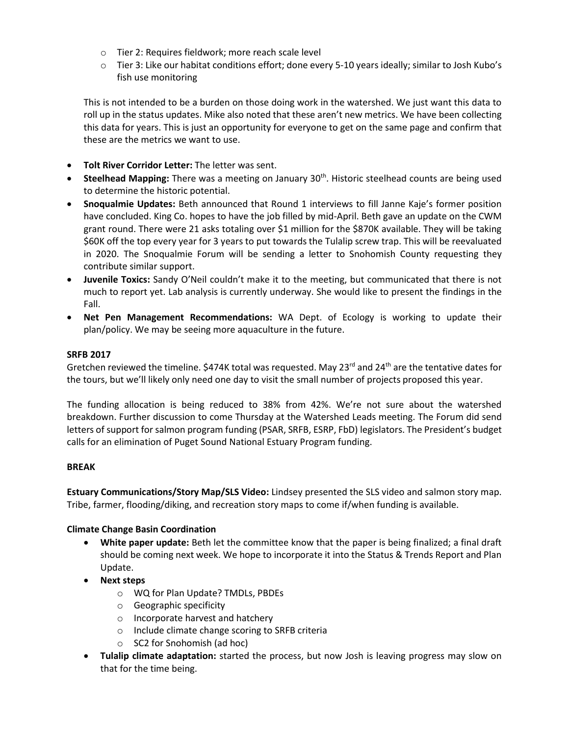- Tier 2: Requires fieldwork; more reach scale level
  - Tier 3: Like our habitat conditions effort; done every 5-10 years ideally; similar to Josh Kubo's fish use monitoring

  This is not intended to be a burden on those doing work in the watershed. We just want this data to roll up in the status updates. Mike also noted that these aren't new metrics. We have been collecting this data for years. This is just an opportunity for everyone to get on the same page and confirm that these are the metrics we want to use.

- **Tolt River Corridor Letter:** The letter was sent.
- **Steelhead Mapping:** There was a meeting on January 30th. Historic steelhead counts are being used to determine the historic potential.
- **Snoqualmie Updates:** Beth announced that Round 1 interviews to fill Janne Kaje's former position have concluded. King Co. hopes to have the job filled by mid-April. Beth gave an update on the CWM grant round. There were 21 asks totaling over $1 million for the $870K available. They will be taking $60K off the top every year for 3 years to put towards the Tulalip screw trap. This will be reevaluated in 2020. The Snoqualmie Forum will be sending a letter to Snohomish County requesting they contribute similar support.
- **Juvenile Toxics:** Sandy O'Neil couldn't make it to the meeting, but communicated that there is not much to report yet. Lab analysis is currently underway. She would like to present the findings in the Fall.
- **Net Pen Management Recommendations:** WA Dept. of Ecology is working to update their plan/policy. We may be seeing more aquaculture in the future.

**SRFB 2017**

Gretchen reviewed the timeline. $474K total was requested. May 23rd and 24th are the tentative dates for the tours, but we'll likely only need one day to visit the small number of projects proposed this year.

The funding allocation is being reduced to 38% from 42%. We're not sure about the watershed breakdown. Further discussion to come Thursday at the Watershed Leads meeting. The Forum did send letters of support for salmon program funding (PSAR, SRFB, ESRP, FbD) legislators. The President's budget calls for an elimination of Puget Sound National Estuary Program funding.

**BREAK**

**Estuary Communications/Story Map/SLS Video:** Lindsey presented the SLS video and salmon story map. Tribe, farmer, flooding/diking, and recreation story maps to come if/when funding is available.

**Climate Change Basin Coordination**

- **White paper update:** Beth let the committee know that the paper is being finalized; a final draft should be coming next week. We hope to incorporate it into the Status & Trends Report and Plan Update.
- **Next steps**
  - WQ for Plan Update? TMDLs, PBDEs
  - Geographic specificity
  - Incorporate harvest and hatchery
  - Include climate change scoring to SRFB criteria
  - SC2 for Snohomish (ad hoc)
- **Tulalip climate adaptation:** started the process, but now Josh is leaving progress may slow on that for the time being.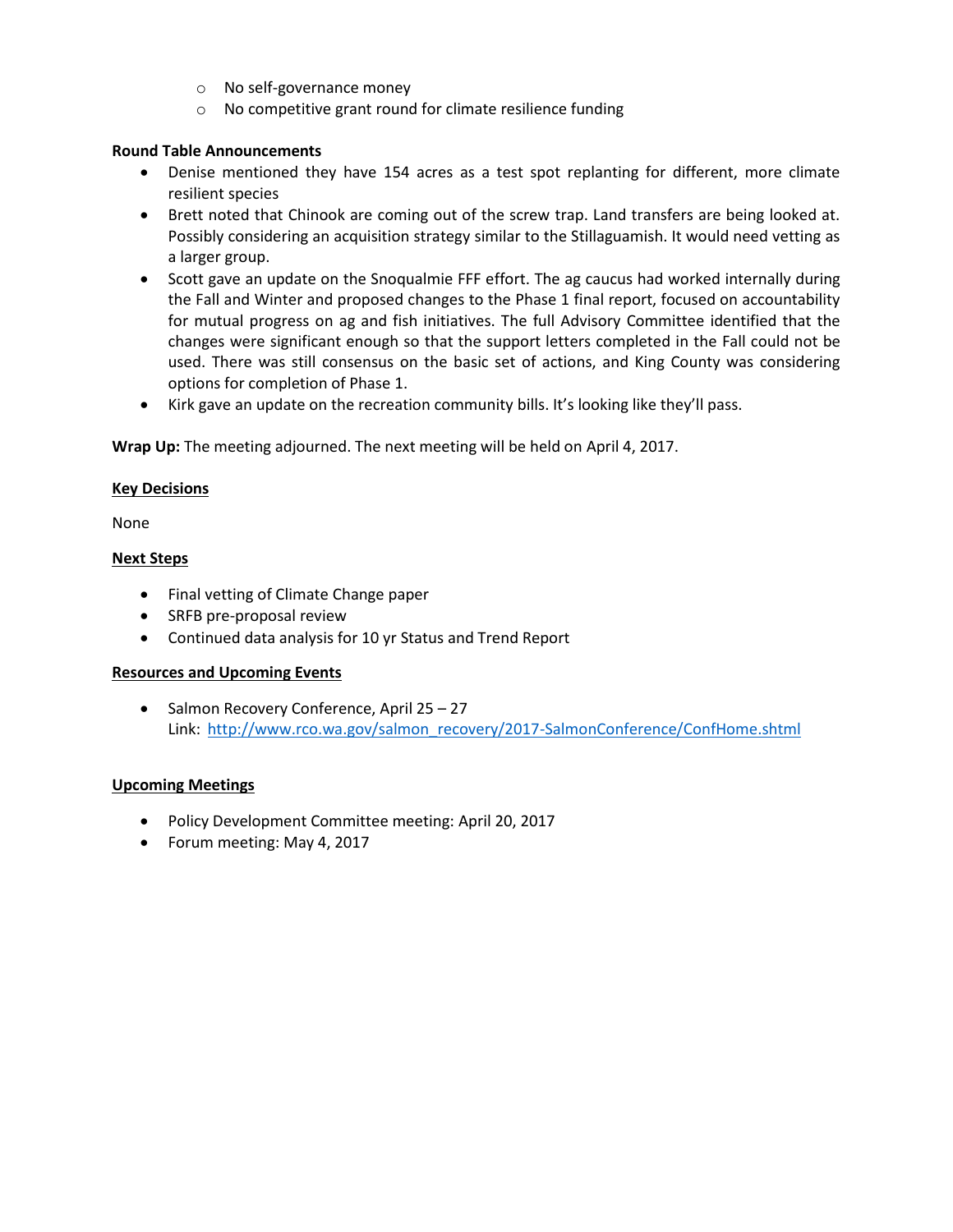- No self-governance money
- No competitive grant round for climate resilience funding

**Round Table Announcements**

- Denise mentioned they have 154 acres as a test spot replanting for different, more climate resilient species
- Brett noted that Chinook are coming out of the screw trap. Land transfers are being looked at. Possibly considering an acquisition strategy similar to the Stillaguamish. It would need vetting as a larger group.
- Scott gave an update on the Snoqualmie FFF effort. The ag caucus had worked internally during the Fall and Winter and proposed changes to the Phase 1 final report, focused on accountability for mutual progress on ag and fish initiatives. The full Advisory Committee identified that the changes were significant enough so that the support letters completed in the Fall could not be used. There was still consensus on the basic set of actions, and King County was considering options for completion of Phase 1.
- Kirk gave an update on the recreation community bills. It's looking like they'll pass.

**Wrap Up:** The meeting adjourned. The next meeting will be held on April 4, 2017.

**Key Decisions**

None

**Next Steps**

- Final vetting of Climate Change paper
- SRFB pre-proposal review
- Continued data analysis for 10 yr Status and Trend Report

**Resources and Upcoming Events**

- Salmon Recovery Conference, April 25 – 27
  Link: http://www.rco.wa.gov/salmon_recovery/2017-SalmonConference/ConfHome.shtml

**Upcoming Meetings**

- Policy Development Committee meeting: April 20, 2017
- Forum meeting: May 4, 2017